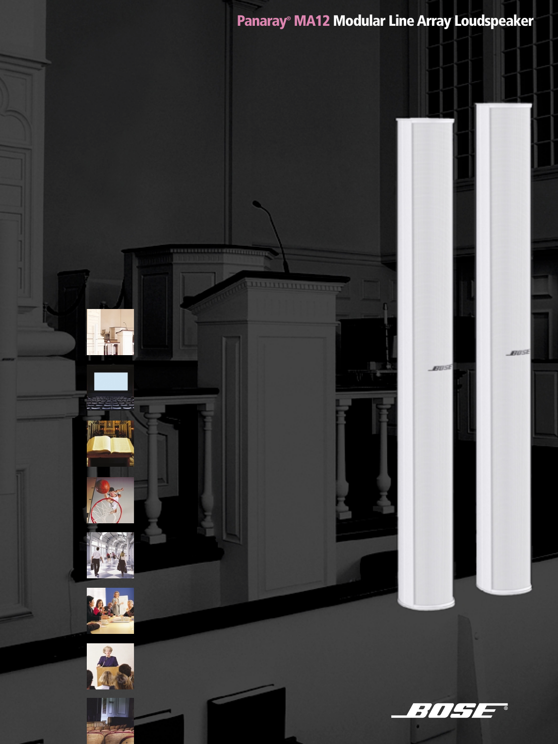# Panaray® MA12 Modular Line Array Loudspeaker

BOSE®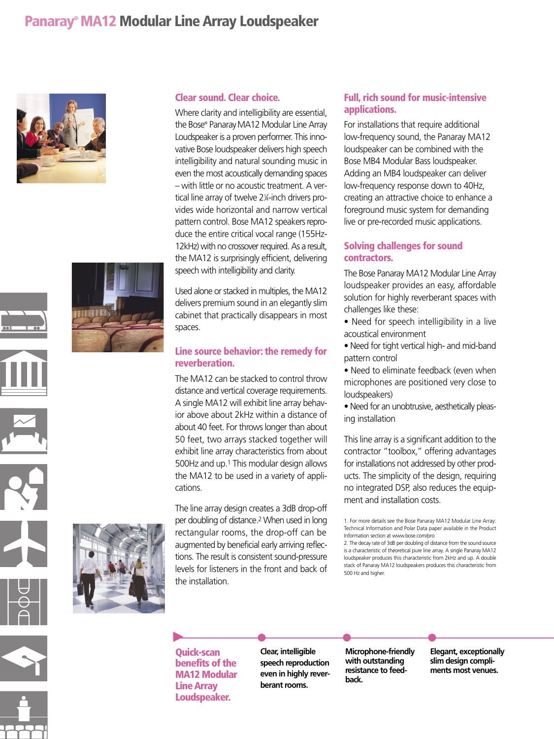# Panaray® MA12 Modular Line Array Loudspeaker

## Clear sound. Clear choice.

Where clarity and intelligibility are essential, the Bose® Panaray MA12 Modular Line Array Loudspeaker is a proven performer. This innovative Bose loudspeaker delivers high speech intelligibility and natural sounding music in even the most acoustically demanding spaces – with little or no acoustic treatment. A vertical line array of twelve 2¼-inch drivers provides wide horizontal and narrow vertical pattern control. Bose MA12 speakers reproduce the entire critical vocal range (155Hz-12kHz) with no crossover required. As a result, the MA12 is surprisingly efficient, delivering speech with intelligibility and clarity.

Used alone or stacked in multiples, the MA12 delivers premium sound in an elegantly slim cabinet that practically disappears in most spaces.

## Line source behavior: the remedy for reverberation.

The MA12 can be stacked to control throw distance and vertical coverage requirements. A single MA12 will exhibit line array behavior above about 2kHz within a distance of about 40 feet. For throws longer than about 50 feet, two arrays stacked together will exhibit line array characteristics from about 500Hz and up.[1] This modular design allows the MA12 to be used in a variety of applications.

The line array design creates a 3dB drop-off per doubling of distance.[2] When used in long rectangular rooms, the drop-off can be augmented by beneficial early arriving reflections. The result is consistent sound-pressure levels for listeners in the front and back of the installation.

## Full, rich sound for music-intensive applications.

For installations that require additional low-frequency sound, the Panaray MA12 loudspeaker can be combined with the Bose MB4 Modular Bass loudspeaker. Adding an MB4 loudspeaker can deliver low-frequency response down to 40Hz, creating an attractive choice to enhance a foreground music system for demanding live or pre-recorded music applications.

## Solving challenges for sound contractors.

The Bose Panaray MA12 Modular Line Array loudspeaker provides an easy, affordable solution for highly reverberant spaces with challenges like these:

- Need for speech intelligibility in a live acoustical environment
- Need for tight vertical high- and mid-band pattern control
- Need to eliminate feedback (even when microphones are positioned very close to loudspeakers)
- Need for an unobtrusive, aesthetically pleasing installation

This line array is a significant addition to the contractor "toolbox," offering advantages for installations not addressed by other products. The simplicity of the design, requiring no integrated DSP, also reduces the equipment and installation costs.

1. For more details see the Bose Panaray MA12 Modular Line Array: Technical Information and Polar Data paper available in the Product Information section at www.bose.com/pro
2. The decay rate of 3dB per doubling of distance from the sound source is a characteristic of theoretical pure line array. A single Panaray MA12 loudspeaker produces this characteristic from 2kHz and up. A double stack of Panaray MA12 loudspeakers produces this characteristic from 500 Hz and higher.

**Quick-scan benefits of the MA12 Modular Line Array Loudspeaker.**

- **Clear, intelligible speech reproduction even in highly reverberant rooms.**
- **Microphone-friendly with outstanding resistance to feedback.**
- **Elegant, exceptionally slim design compliments most venues.**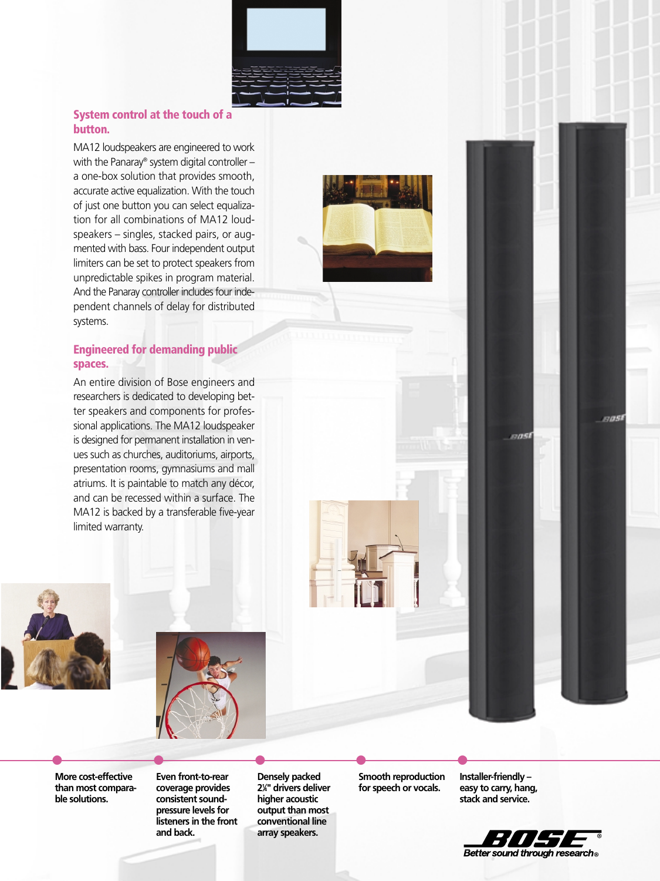## System control at the touch of a button.

MA12 loudspeakers are engineered to work with the Panaray® system digital controller – a one-box solution that provides smooth, accurate active equalization. With the touch of just one button you can select equalization for all combinations of MA12 loudspeakers – singles, stacked pairs, or augmented with bass. Four independent output limiters can be set to protect speakers from unpredictable spikes in program material. And the Panaray controller includes four independent channels of delay for distributed systems.

## Engineered for demanding public spaces.

An entire division of Bose engineers and researchers is dedicated to developing better speakers and components for professional applications. The MA12 loudspeaker is designed for permanent installation in venues such as churches, auditoriums, airports, presentation rooms, gymnasiums and mall atriums. It is paintable to match any décor, and can be recessed within a surface. The MA12 is backed by a transferable five-year limited warranty.

**More cost-effective than most comparable solutions.**

**Even front-to-rear coverage provides consistent sound-pressure levels for listeners in the front and back.**

**Densely packed 2¼" drivers deliver higher acoustic output than most conventional line array speakers.**

**Smooth reproduction for speech or vocals.**

**Installer-friendly – easy to carry, hang, stack and service.**

BOSE®
*Better sound through research®*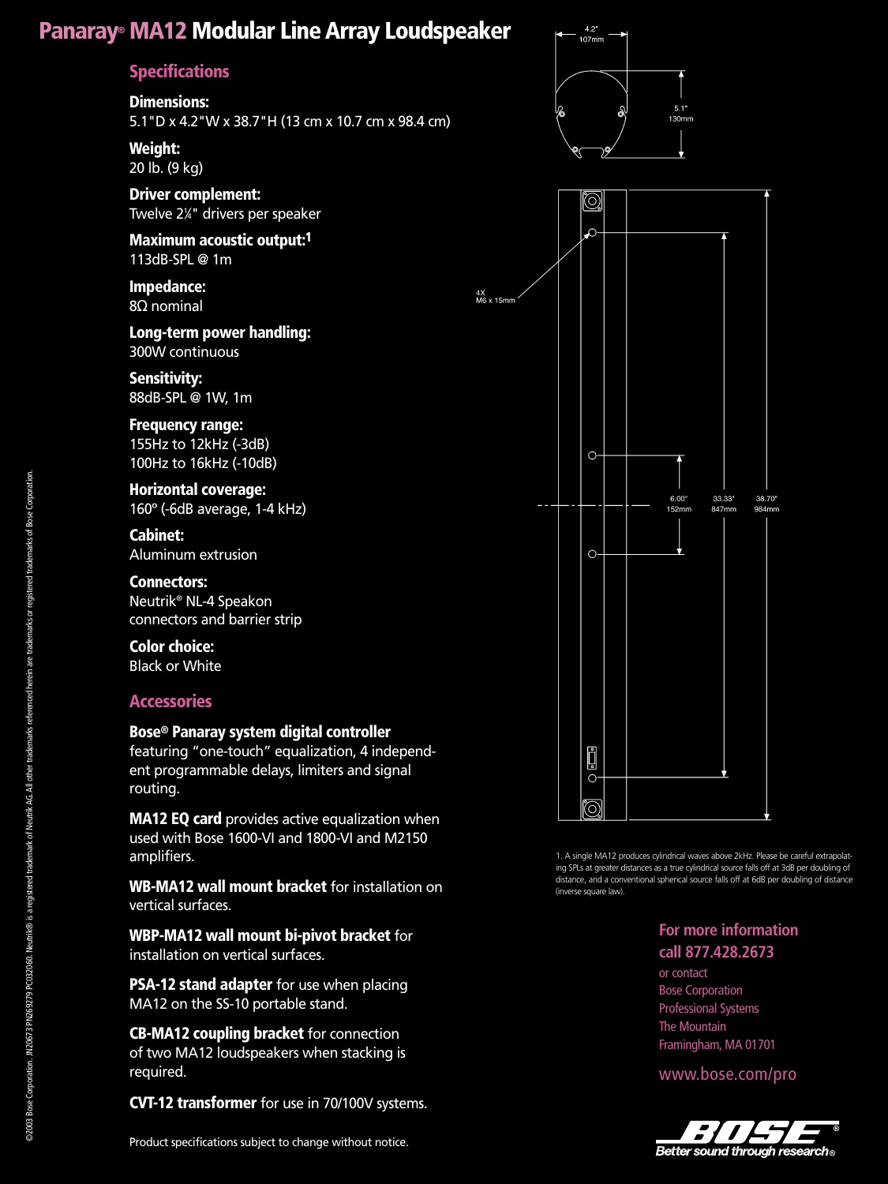# Panaray® MA12 Modular Line Array Loudspeaker

## Specifications

**Dimensions:**
5.1"D x 4.2"W x 38.7"H (13 cm x 10.7 cm x 98.4 cm)

**Weight:**
20 lb. (9 kg)

**Driver complement:**
Twelve 2¼" drivers per speaker

**Maximum acoustic output:**[1]
113dB-SPL @ 1m

**Impedance:**
8Ω nominal

**Long-term power handling:**
300W continuous

**Sensitivity:**
88dB-SPL @ 1W, 1m

**Frequency range:**
155Hz to 12kHz (-3dB)
100Hz to 16kHz (-10dB)

**Horizontal coverage:**
160° (-6dB average, 1-4 kHz)

**Cabinet:**
Aluminum extrusion

**Connectors:**
Neutrik® NL-4 Speakon connectors and barrier strip

**Color choice:**
Black or White

## Accessories

**Bose® Panaray system digital controller** featuring "one-touch" equalization, 4 independent programmable delays, limiters and signal routing.

**MA12 EQ card** provides active equalization when used with Bose 1600-VI and 1800-VI and M2150 amplifiers.

**WB-MA12 wall mount bracket** for installation on vertical surfaces.

**WBP-MA12 wall mount bi-pivot bracket** for installation on vertical surfaces.

**PSA-12 stand adapter** for use when placing MA12 on the SS-10 portable stand.

**CB-MA12 coupling bracket** for connection of two MA12 loudspeakers when stacking is required.

**CVT-12 transformer** for use in 70/100V systems.

Product specifications subject to change without notice.

4.2"
107mm

5.1"
130mm

4X
M6 x 15mm

6.00"
152mm

33.33"
847mm

38.70"
984mm

1. A single MA12 produces cylindrical waves above 2kHz. Please be careful extrapolating SPLs at greater distances as a true cylindrical source falls off at 3dB per doubling of distance, and a conventional spherical source falls off at 6dB per doubling of distance (inverse square law).

**For more information call 877.428.2673**
or contact
Bose Corporation
Professional Systems
The Mountain
Framingham, MA 01701

www.bose.com/pro

BOSE®
Better sound through research®

©2003 Bose Corporation. JN20673 PN269279 PC032060. Neutrik® is a registered trademark of Neutrik AG. All other trademarks referenced herein are trademarks or registered trademarks of Bose Corporation.